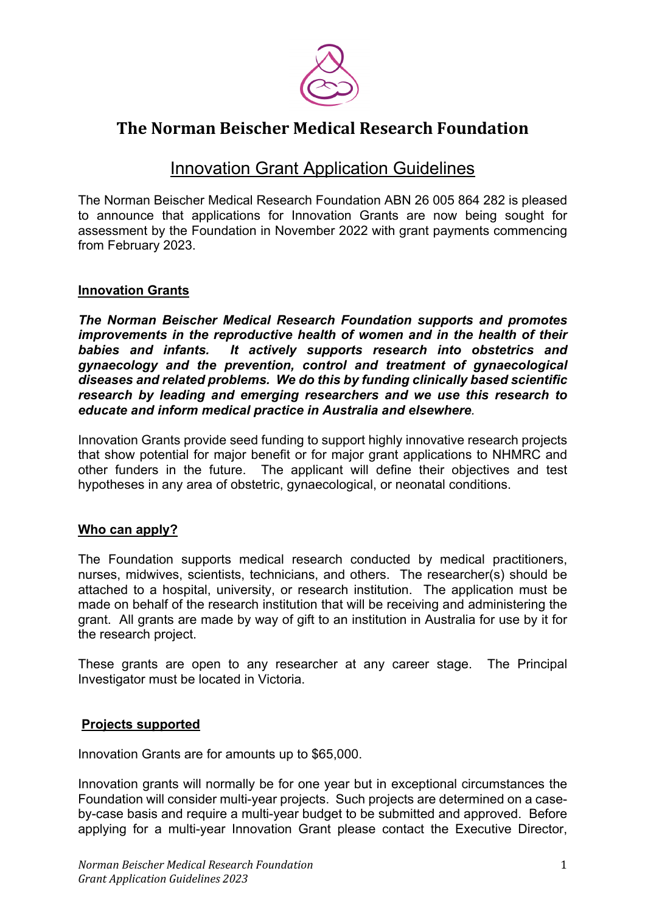# The Norman Beischer Medical Research Foundation

## Innovation Grant Application Guidelines

The Norman Beischer Medical Research Foundation ABN 26 005 864 282 is pleased to announce that applications for Innovation Grants are now being sought for assessment by the Foundation in November 2022 with grant payments commencing from February 2023.

### Innovation Grants

***The Norman Beischer Medical Research Foundation supports and promotes improvements in the reproductive health of women and in the health of their babies and infants. It actively supports research into obstetrics and gynaecology and the prevention, control and treatment of gynaecological diseases and related problems. We do this by funding clinically based scientific research by leading and emerging researchers and we use this research to educate and inform medical practice in Australia and elsewhere.***

Innovation Grants provide seed funding to support highly innovative research projects that show potential for major benefit or for major grant applications to NHMRC and other funders in the future. The applicant will define their objectives and test hypotheses in any area of obstetric, gynaecological, or neonatal conditions.

### Who can apply?

The Foundation supports medical research conducted by medical practitioners, nurses, midwives, scientists, technicians, and others. The researcher(s) should be attached to a hospital, university, or research institution. The application must be made on behalf of the research institution that will be receiving and administering the grant. All grants are made by way of gift to an institution in Australia for use by it for the research project.

These grants are open to any researcher at any career stage. The Principal Investigator must be located in Victoria.

### Projects supported

Innovation Grants are for amounts up to $65,000.

Innovation grants will normally be for one year but in exceptional circumstances the Foundation will consider multi-year projects. Such projects are determined on a case-by-case basis and require a multi-year budget to be submitted and approved. Before applying for a multi-year Innovation Grant please contact the Executive Director,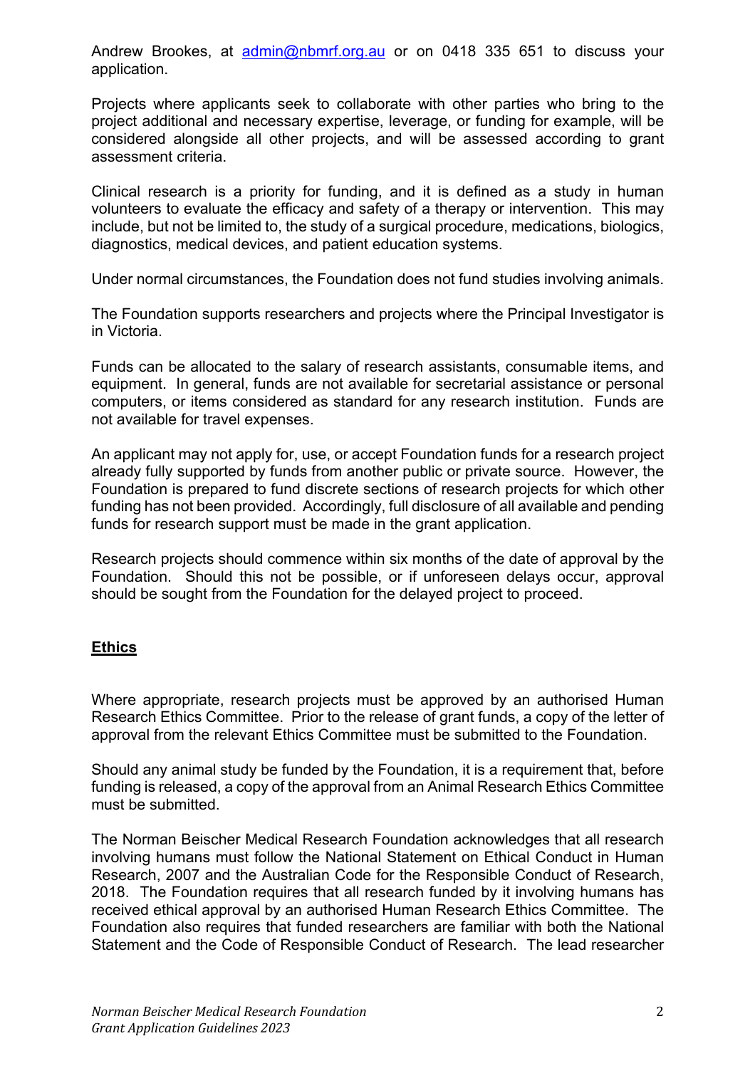Andrew Brookes, at [admin@nbmrf.org.au](mailto:admin@nbmrf.org.au) or on 0418 335 651 to discuss your application.

Projects where applicants seek to collaborate with other parties who bring to the project additional and necessary expertise, leverage, or funding for example, will be considered alongside all other projects, and will be assessed according to grant assessment criteria.

Clinical research is a priority for funding, and it is defined as a study in human volunteers to evaluate the efficacy and safety of a therapy or intervention. This may include, but not be limited to, the study of a surgical procedure, medications, biologics, diagnostics, medical devices, and patient education systems.

Under normal circumstances, the Foundation does not fund studies involving animals.

The Foundation supports researchers and projects where the Principal Investigator is in Victoria.

Funds can be allocated to the salary of research assistants, consumable items, and equipment. In general, funds are not available for secretarial assistance or personal computers, or items considered as standard for any research institution. Funds are not available for travel expenses.

An applicant may not apply for, use, or accept Foundation funds for a research project already fully supported by funds from another public or private source. However, the Foundation is prepared to fund discrete sections of research projects for which other funding has not been provided. Accordingly, full disclosure of all available and pending funds for research support must be made in the grant application.

Research projects should commence within six months of the date of approval by the Foundation. Should this not be possible, or if unforeseen delays occur, approval should be sought from the Foundation for the delayed project to proceed.

## Ethics

Where appropriate, research projects must be approved by an authorised Human Research Ethics Committee. Prior to the release of grant funds, a copy of the letter of approval from the relevant Ethics Committee must be submitted to the Foundation.

Should any animal study be funded by the Foundation, it is a requirement that, before funding is released, a copy of the approval from an Animal Research Ethics Committee must be submitted.

The Norman Beischer Medical Research Foundation acknowledges that all research involving humans must follow the National Statement on Ethical Conduct in Human Research, 2007 and the Australian Code for the Responsible Conduct of Research, 2018. The Foundation requires that all research funded by it involving humans has received ethical approval by an authorised Human Research Ethics Committee. The Foundation also requires that funded researchers are familiar with both the National Statement and the Code of Responsible Conduct of Research. The lead researcher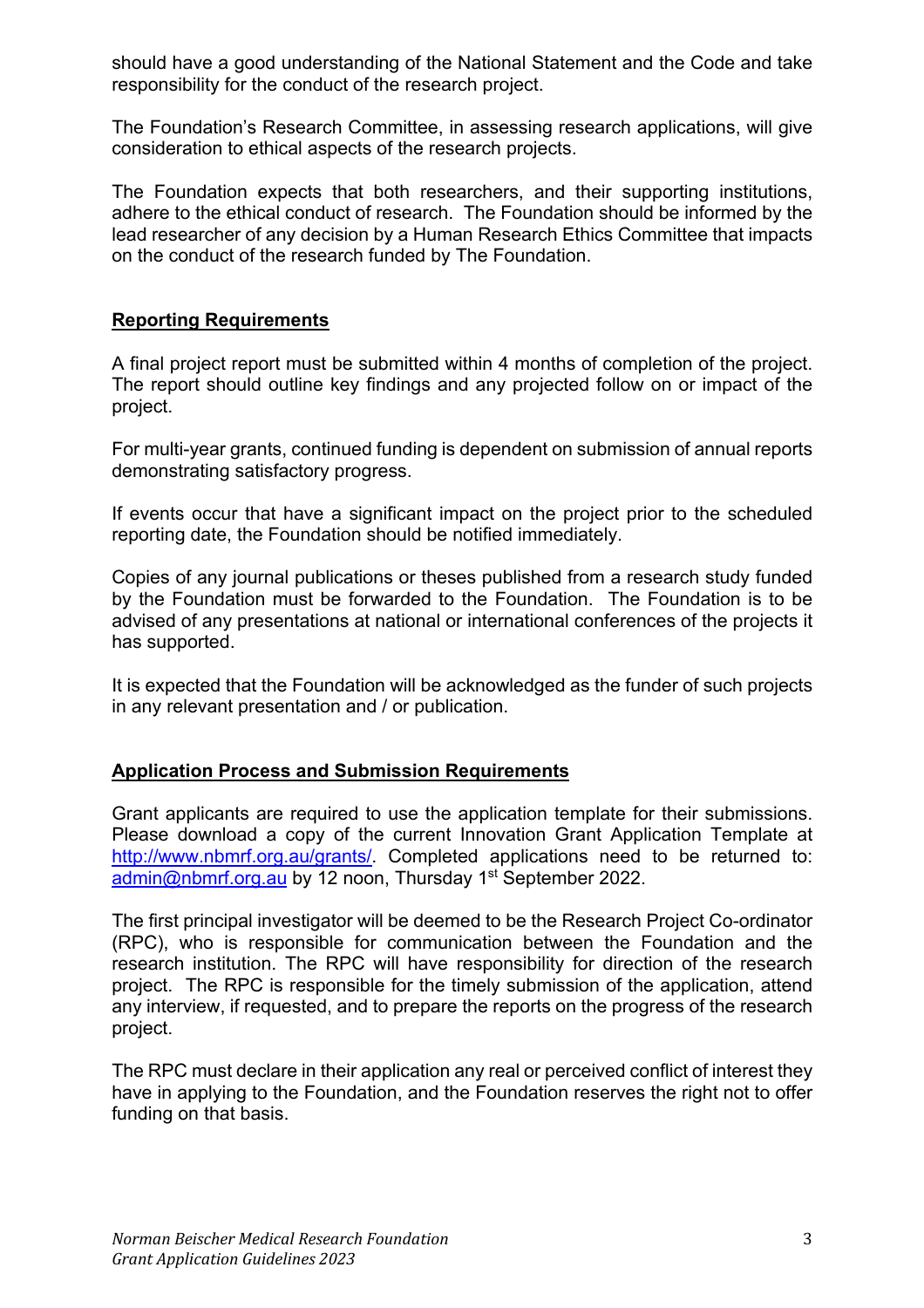should have a good understanding of the National Statement and the Code and take responsibility for the conduct of the research project.

The Foundation's Research Committee, in assessing research applications, will give consideration to ethical aspects of the research projects.

The Foundation expects that both researchers, and their supporting institutions, adhere to the ethical conduct of research. The Foundation should be informed by the lead researcher of any decision by a Human Research Ethics Committee that impacts on the conduct of the research funded by The Foundation.

## Reporting Requirements

A final project report must be submitted within 4 months of completion of the project. The report should outline key findings and any projected follow on or impact of the project.

For multi-year grants, continued funding is dependent on submission of annual reports demonstrating satisfactory progress.

If events occur that have a significant impact on the project prior to the scheduled reporting date, the Foundation should be notified immediately.

Copies of any journal publications or theses published from a research study funded by the Foundation must be forwarded to the Foundation. The Foundation is to be advised of any presentations at national or international conferences of the projects it has supported.

It is expected that the Foundation will be acknowledged as the funder of such projects in any relevant presentation and / or publication.

## Application Process and Submission Requirements

Grant applicants are required to use the application template for their submissions. Please download a copy of the current Innovation Grant Application Template at [http://www.nbmrf.org.au/grants/](http://www.nbmrf.org.au/grants/). Completed applications need to be returned to: [admin@nbmrf.org.au](mailto:admin@nbmrf.org.au) by 12 noon, Thursday 1st September 2022.

The first principal investigator will be deemed to be the Research Project Co-ordinator (RPC), who is responsible for communication between the Foundation and the research institution. The RPC will have responsibility for direction of the research project. The RPC is responsible for the timely submission of the application, attend any interview, if requested, and to prepare the reports on the progress of the research project.

The RPC must declare in their application any real or perceived conflict of interest they have in applying to the Foundation, and the Foundation reserves the right not to offer funding on that basis.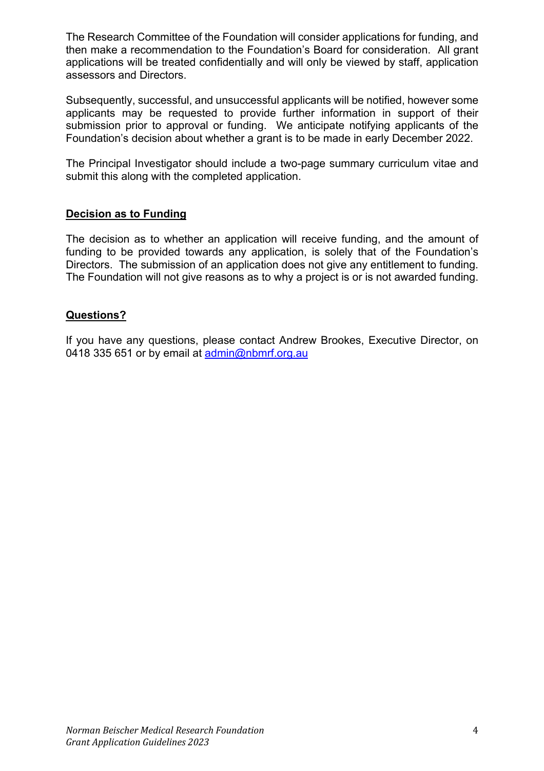The Research Committee of the Foundation will consider applications for funding, and then make a recommendation to the Foundation's Board for consideration. All grant applications will be treated confidentially and will only be viewed by staff, application assessors and Directors.

Subsequently, successful, and unsuccessful applicants will be notified, however some applicants may be requested to provide further information in support of their submission prior to approval or funding. We anticipate notifying applicants of the Foundation's decision about whether a grant is to be made in early December 2022.

The Principal Investigator should include a two-page summary curriculum vitae and submit this along with the completed application.

## Decision as to Funding

The decision as to whether an application will receive funding, and the amount of funding to be provided towards any application, is solely that of the Foundation's Directors. The submission of an application does not give any entitlement to funding. The Foundation will not give reasons as to why a project is or is not awarded funding.

## Questions?

If you have any questions, please contact Andrew Brookes, Executive Director, on 0418 335 651 or by email at admin@nbmrf.org.au